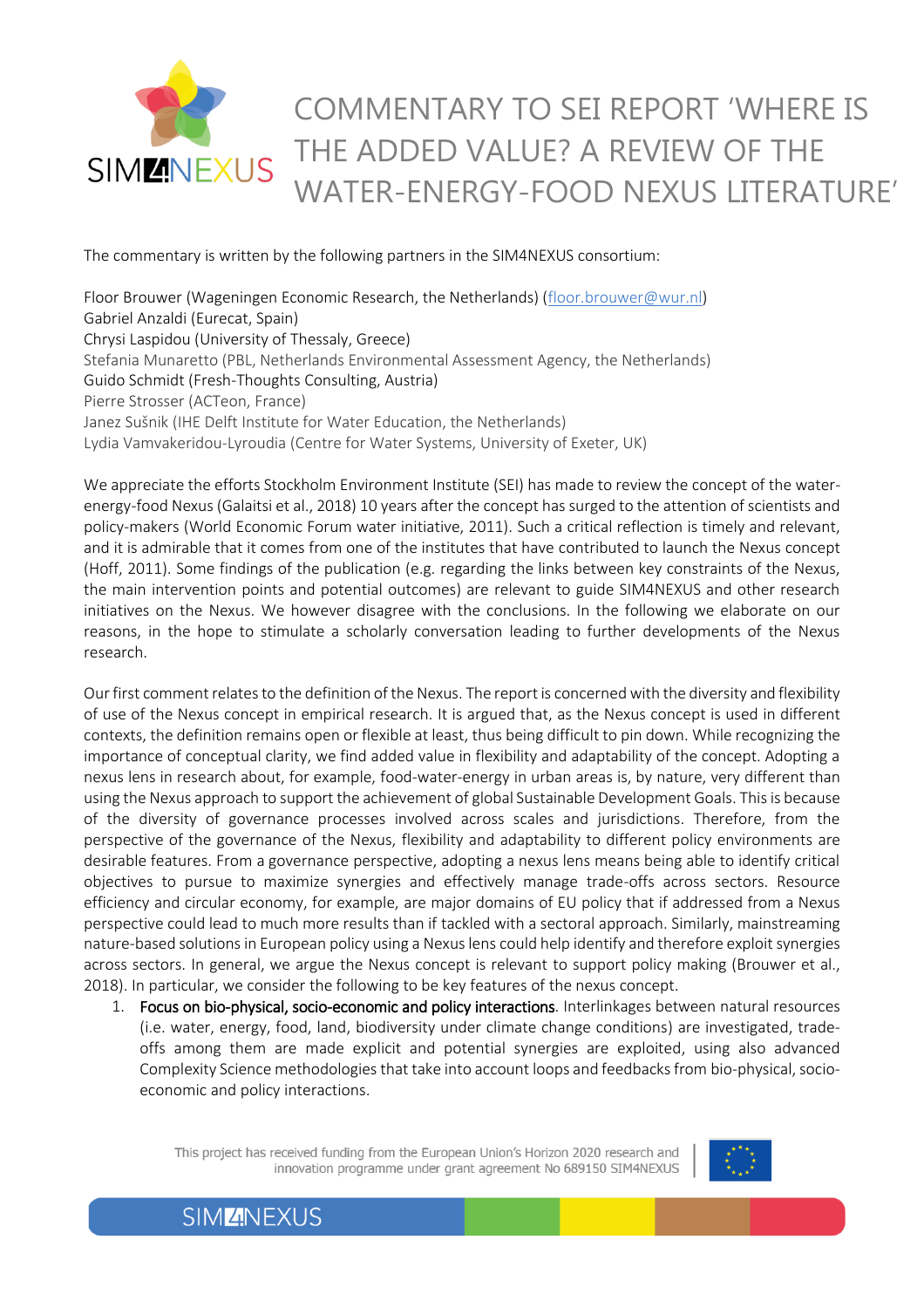# COMMENTARY TO SEI REPORT 'WHERE IS THE ADDED VALUE? A REVIEW OF THE WATER-ENERGY-FOOD NEXUS LITERATURE'

The commentary is written by the following partners in the SIM4NEXUS consortium:

Floor Brouwer (Wageningen Economic Research, the Netherlands) (floor.brouwer@wur.nl)
Gabriel Anzaldi (Eurecat, Spain)
Chrysi Laspidou (University of Thessaly, Greece)
Stefania Munaretto (PBL, Netherlands Environmental Assessment Agency, the Netherlands)
Guido Schmidt (Fresh-Thoughts Consulting, Austria)
Pierre Strosser (ACTeon, France)
Janez Sušnik (IHE Delft Institute for Water Education, the Netherlands)
Lydia Vamvakeridou-Lyroudia (Centre for Water Systems, University of Exeter, UK)

We appreciate the efforts Stockholm Environment Institute (SEI) has made to review the concept of the water-energy-food Nexus (Galaitsi et al., 2018) 10 years after the concept has surged to the attention of scientists and policy-makers (World Economic Forum water initiative, 2011). Such a critical reflection is timely and relevant, and it is admirable that it comes from one of the institutes that have contributed to launch the Nexus concept (Hoff, 2011). Some findings of the publication (e.g. regarding the links between key constraints of the Nexus, the main intervention points and potential outcomes) are relevant to guide SIM4NEXUS and other research initiatives on the Nexus. We however disagree with the conclusions. In the following we elaborate on our reasons, in the hope to stimulate a scholarly conversation leading to further developments of the Nexus research.

Our first comment relates to the definition of the Nexus. The report is concerned with the diversity and flexibility of use of the Nexus concept in empirical research. It is argued that, as the Nexus concept is used in different contexts, the definition remains open or flexible at least, thus being difficult to pin down. While recognizing the importance of conceptual clarity, we find added value in flexibility and adaptability of the concept. Adopting a nexus lens in research about, for example, food-water-energy in urban areas is, by nature, very different than using the Nexus approach to support the achievement of global Sustainable Development Goals. This is because of the diversity of governance processes involved across scales and jurisdictions. Therefore, from the perspective of the governance of the Nexus, flexibility and adaptability to different policy environments are desirable features. From a governance perspective, adopting a nexus lens means being able to identify critical objectives to pursue to maximize synergies and effectively manage trade-offs across sectors. Resource efficiency and circular economy, for example, are major domains of EU policy that if addressed from a Nexus perspective could lead to much more results than if tackled with a sectoral approach. Similarly, mainstreaming nature-based solutions in European policy using a Nexus lens could help identify and therefore exploit synergies across sectors. In general, we argue the Nexus concept is relevant to support policy making (Brouwer et al., 2018). In particular, we consider the following to be key features of the nexus concept.

1. Focus on bio-physical, socio-economic and policy interactions. Interlinkages between natural resources (i.e. water, energy, food, land, biodiversity under climate change conditions) are investigated, trade-offs among them are made explicit and potential synergies are exploited, using also advanced Complexity Science methodologies that take into account loops and feedbacks from bio-physical, socio-economic and policy interactions.

This project has received funding from the European Union's Horizon 2020 research and innovation programme under grant agreement No 689150 SIM4NEXUS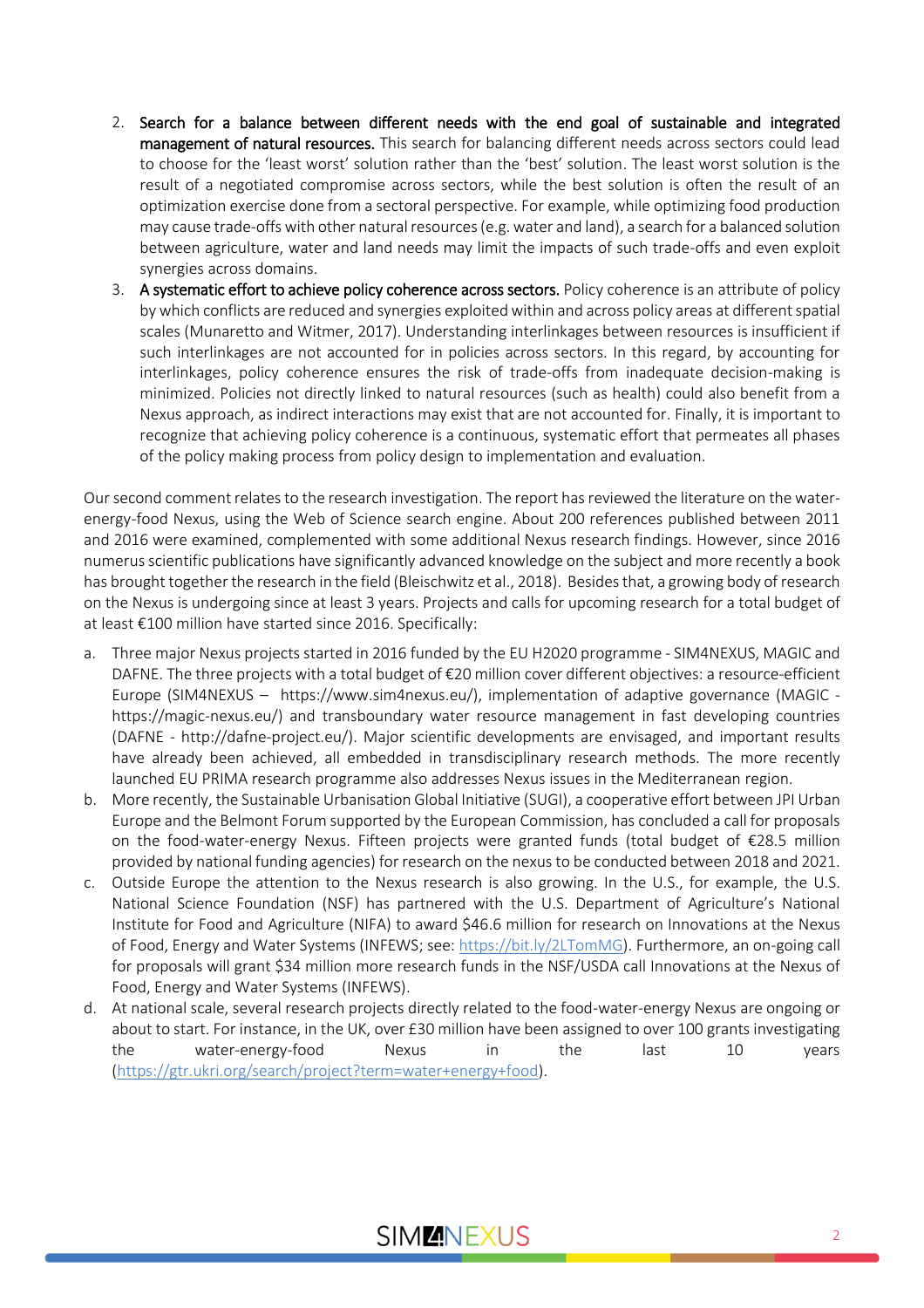2. **Search for a balance between different needs with the end goal of sustainable and integrated management of natural resources.** This search for balancing different needs across sectors could lead to choose for the 'least worst' solution rather than the 'best' solution. The least worst solution is the result of a negotiated compromise across sectors, while the best solution is often the result of an optimization exercise done from a sectoral perspective. For example, while optimizing food production may cause trade-offs with other natural resources (e.g. water and land), a search for a balanced solution between agriculture, water and land needs may limit the impacts of such trade-offs and even exploit synergies across domains.
3. **A systematic effort to achieve policy coherence across sectors.** Policy coherence is an attribute of policy by which conflicts are reduced and synergies exploited within and across policy areas at different spatial scales (Munaretto and Witmer, 2017). Understanding interlinkages between resources is insufficient if such interlinkages are not accounted for in policies across sectors. In this regard, by accounting for interlinkages, policy coherence ensures the risk of trade-offs from inadequate decision-making is minimized. Policies not directly linked to natural resources (such as health) could also benefit from a Nexus approach, as indirect interactions may exist that are not accounted for. Finally, it is important to recognize that achieving policy coherence is a continuous, systematic effort that permeates all phases of the policy making process from policy design to implementation and evaluation.

Our second comment relates to the research investigation. The report has reviewed the literature on the water-energy-food Nexus, using the Web of Science search engine. About 200 references published between 2011 and 2016 were examined, complemented with some additional Nexus research findings. However, since 2016 numerus scientific publications have significantly advanced knowledge on the subject and more recently a book has brought together the research in the field (Bleischwitz et al., 2018). Besides that, a growing body of research on the Nexus is undergoing since at least 3 years. Projects and calls for upcoming research for a total budget of at least €100 million have started since 2016. Specifically:

a. Three major Nexus projects started in 2016 funded by the EU H2020 programme - SIM4NEXUS, MAGIC and DAFNE. The three projects with a total budget of €20 million cover different objectives: a resource-efficient Europe (SIM4NEXUS – https://www.sim4nexus.eu/), implementation of adaptive governance (MAGIC - https://magic-nexus.eu/) and transboundary water resource management in fast developing countries (DAFNE - http://dafne-project.eu/). Major scientific developments are envisaged, and important results have already been achieved, all embedded in transdisciplinary research methods. The more recently launched EU PRIMA research programme also addresses Nexus issues in the Mediterranean region.
b. More recently, the Sustainable Urbanisation Global Initiative (SUGI), a cooperative effort between JPI Urban Europe and the Belmont Forum supported by the European Commission, has concluded a call for proposals on the food-water-energy Nexus. Fifteen projects were granted funds (total budget of €28.5 million provided by national funding agencies) for research on the nexus to be conducted between 2018 and 2021.
c. Outside Europe the attention to the Nexus research is also growing. In the U.S., for example, the U.S. National Science Foundation (NSF) has partnered with the U.S. Department of Agriculture's National Institute for Food and Agriculture (NIFA) to award $46.6 million for research on Innovations at the Nexus of Food, Energy and Water Systems (INFEWS; see: https://bit.ly/2LTomMG). Furthermore, an on-going call for proposals will grant $34 million more research funds in the NSF/USDA call Innovations at the Nexus of Food, Energy and Water Systems (INFEWS).
d. At national scale, several research projects directly related to the food-water-energy Nexus are ongoing or about to start. For instance, in the UK, over £30 million have been assigned to over 100 grants investigating the water-energy-food Nexus in the last 10 years (https://gtr.ukri.org/search/project?term=water+energy+food).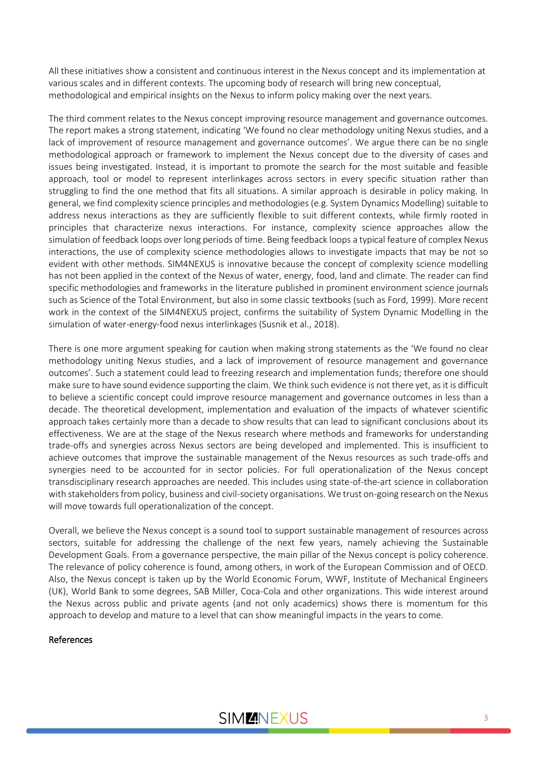All these initiatives show a consistent and continuous interest in the Nexus concept and its implementation at various scales and in different contexts. The upcoming body of research will bring new conceptual, methodological and empirical insights on the Nexus to inform policy making over the next years.

The third comment relates to the Nexus concept improving resource management and governance outcomes. The report makes a strong statement, indicating 'We found no clear methodology uniting Nexus studies, and a lack of improvement of resource management and governance outcomes'. We argue there can be no single methodological approach or framework to implement the Nexus concept due to the diversity of cases and issues being investigated. Instead, it is important to promote the search for the most suitable and feasible approach, tool or model to represent interlinkages across sectors in every specific situation rather than struggling to find the one method that fits all situations. A similar approach is desirable in policy making. In general, we find complexity science principles and methodologies (e.g. System Dynamics Modelling) suitable to address nexus interactions as they are sufficiently flexible to suit different contexts, while firmly rooted in principles that characterize nexus interactions. For instance, complexity science approaches allow the simulation of feedback loops over long periods of time. Being feedback loops a typical feature of complex Nexus interactions, the use of complexity science methodologies allows to investigate impacts that may be not so evident with other methods. SIM4NEXUS is innovative because the concept of complexity science modelling has not been applied in the context of the Nexus of water, energy, food, land and climate. The reader can find specific methodologies and frameworks in the literature published in prominent environment science journals such as Science of the Total Environment, but also in some classic textbooks (such as Ford, 1999). More recent work in the context of the SIM4NEXUS project, confirms the suitability of System Dynamic Modelling in the simulation of water-energy-food nexus interlinkages (Susnik et al., 2018).

There is one more argument speaking for caution when making strong statements as the 'We found no clear methodology uniting Nexus studies, and a lack of improvement of resource management and governance outcomes'. Such a statement could lead to freezing research and implementation funds; therefore one should make sure to have sound evidence supporting the claim. We think such evidence is not there yet, as it is difficult to believe a scientific concept could improve resource management and governance outcomes in less than a decade. The theoretical development, implementation and evaluation of the impacts of whatever scientific approach takes certainly more than a decade to show results that can lead to significant conclusions about its effectiveness. We are at the stage of the Nexus research where methods and frameworks for understanding trade-offs and synergies across Nexus sectors are being developed and implemented. This is insufficient to achieve outcomes that improve the sustainable management of the Nexus resources as such trade-offs and synergies need to be accounted for in sector policies. For full operationalization of the Nexus concept transdisciplinary research approaches are needed. This includes using state-of-the-art science in collaboration with stakeholders from policy, business and civil-society organisations. We trust on-going research on the Nexus will move towards full operationalization of the concept.

Overall, we believe the Nexus concept is a sound tool to support sustainable management of resources across sectors, suitable for addressing the challenge of the next few years, namely achieving the Sustainable Development Goals. From a governance perspective, the main pillar of the Nexus concept is policy coherence. The relevance of policy coherence is found, among others, in work of the European Commission and of OECD. Also, the Nexus concept is taken up by the World Economic Forum, WWF, Institute of Mechanical Engineers (UK), World Bank to some degrees, SAB Miller, Coca-Cola and other organizations. This wide interest around the Nexus across public and private agents (and not only academics) shows there is momentum for this approach to develop and mature to a level that can show meaningful impacts in the years to come.

## References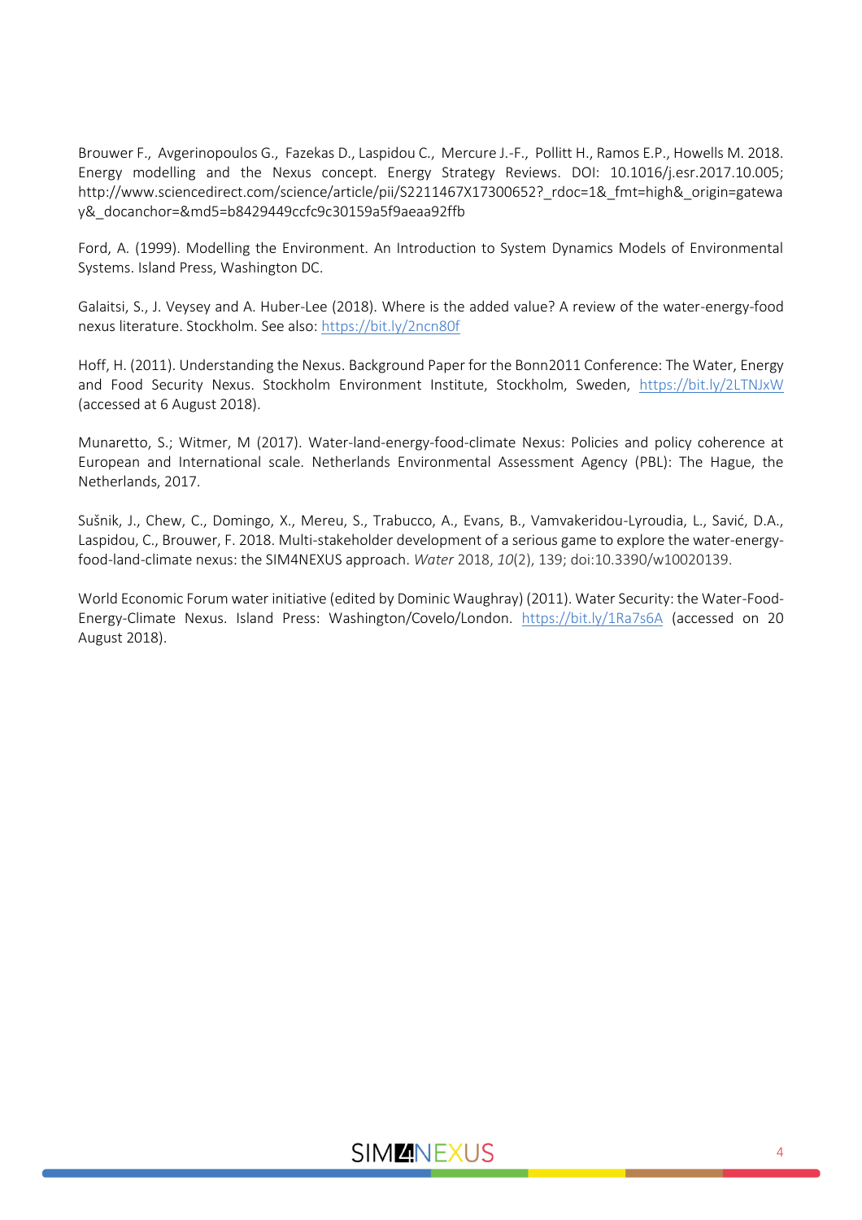Brouwer F., Avgerinopoulos G., Fazekas D., Laspidou C., Mercure J.-F., Pollitt H., Ramos E.P., Howells M. 2018. Energy modelling and the Nexus concept. Energy Strategy Reviews. DOI: 10.1016/j.esr.2017.10.005; http://www.sciencedirect.com/science/article/pii/S2211467X17300652?_rdoc=1&_fmt=high&_origin=gateway&_docanchor=&md5=b8429449ccfc9c30159a5f9aeaa92ffb

Ford, A. (1999). Modelling the Environment. An Introduction to System Dynamics Models of Environmental Systems. Island Press, Washington DC.

Galaitsi, S., J. Veysey and A. Huber-Lee (2018). Where is the added value? A review of the water-energy-food nexus literature. Stockholm. See also: https://bit.ly/2ncn80f

Hoff, H. (2011). Understanding the Nexus. Background Paper for the Bonn2011 Conference: The Water, Energy and Food Security Nexus. Stockholm Environment Institute, Stockholm, Sweden, https://bit.ly/2LTNJxW (accessed at 6 August 2018).

Munaretto, S.; Witmer, M (2017). Water-land-energy-food-climate Nexus: Policies and policy coherence at European and International scale. Netherlands Environmental Assessment Agency (PBL): The Hague, the Netherlands, 2017.

Sušnik, J., Chew, C., Domingo, X., Mereu, S., Trabucco, A., Evans, B., Vamvakeridou-Lyroudia, L., Savić, D.A., Laspidou, C., Brouwer, F. 2018. Multi-stakeholder development of a serious game to explore the water-energy-food-land-climate nexus: the SIM4NEXUS approach. *Water* 2018, *10*(2), 139; doi:10.3390/w10020139.

World Economic Forum water initiative (edited by Dominic Waughray) (2011). Water Security: the Water-Food-Energy-Climate Nexus. Island Press: Washington/Covelo/London. https://bit.ly/1Ra7s6A (accessed on 20 August 2018).